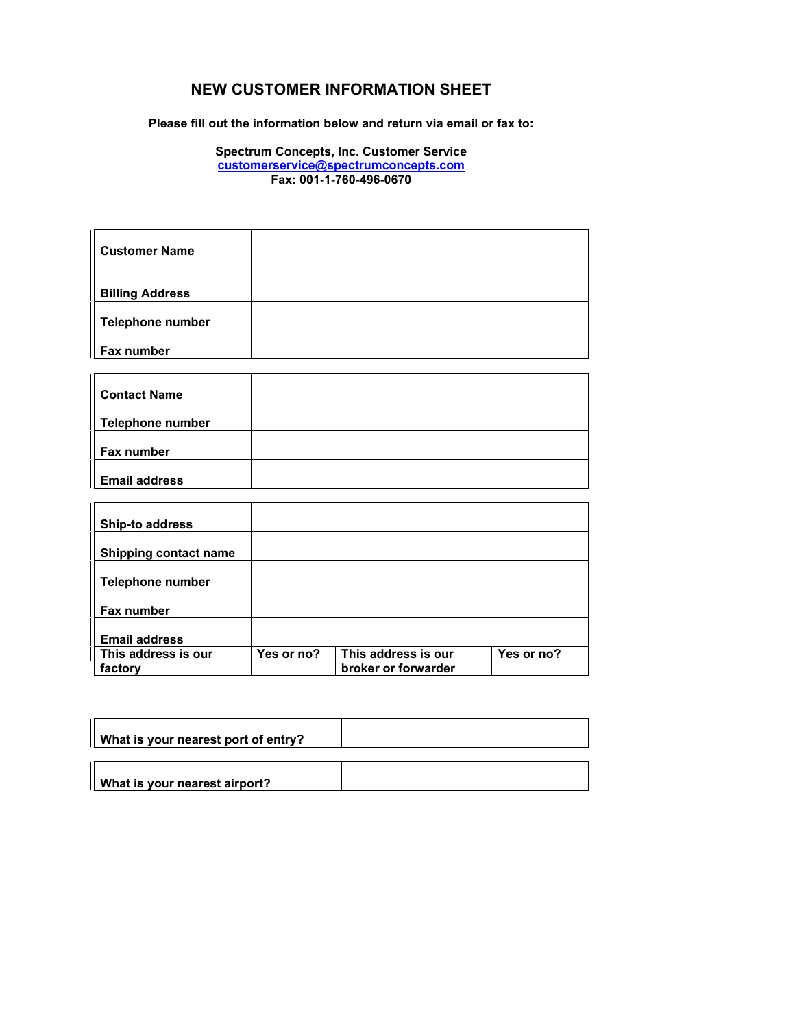# NEW CUSTOMER INFORMATION SHEET

**Please fill out the information below and return via email or fax to:**

**Spectrum Concepts, Inc. Customer Service**
**customerservice@spectrumconcepts.com**
**Fax: 001-1-760-496-0670**

| | |
|---|---|
| **Customer Name** | |
| **Billing Address** | |
| **Telephone number** | |
| **Fax number** | |

| | |
|---|---|
| **Contact Name** | |
| **Telephone number** | |
| **Fax number** | |
| **Email address** | |

| | | | |
|---|---|---|---|
| **Ship-to address** | | | |
| **Shipping contact name** | | | |
| **Telephone number** | | | |
| **Fax number** | | | |
| **Email address** | | | |
| **This address is our factory** | **Yes or no?** | **This address is our broker or forwarder** | **Yes or no?** |

| | |
|---|---|
| **What is your nearest port of entry?** | |

| | |
|---|---|
| **What is your nearest airport?** | |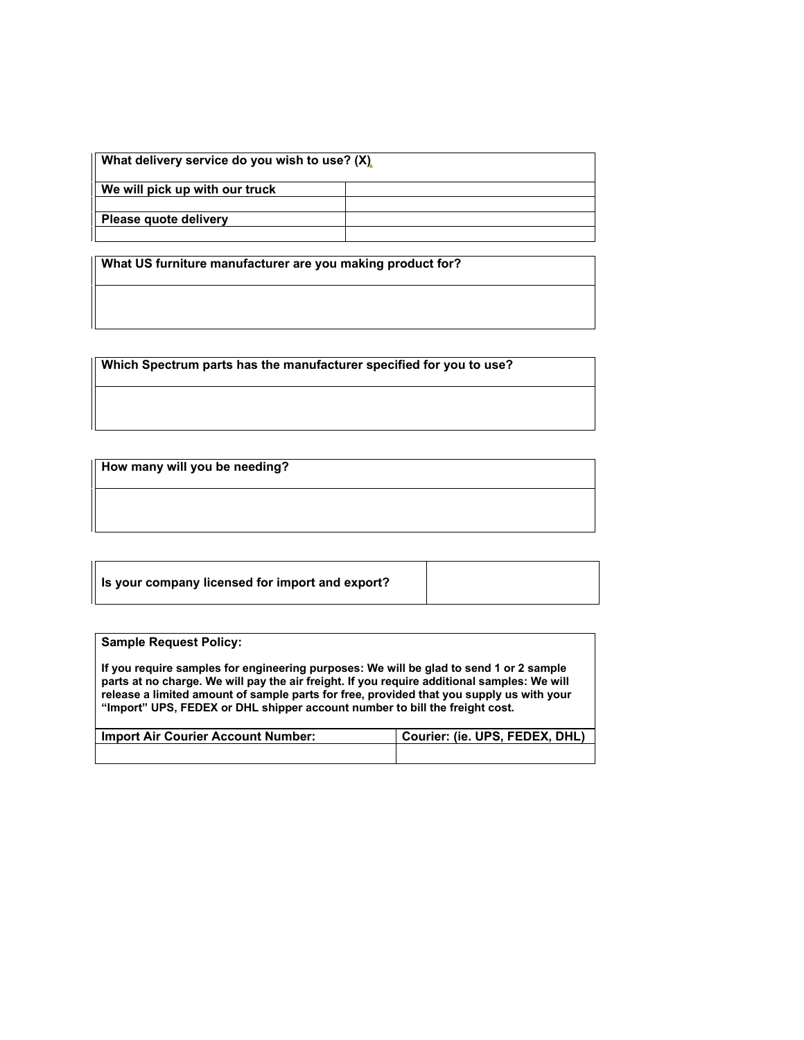| What delivery service do you wish to use? (X) | |
| --- | --- |
| We will pick up with our truck | |
| | |
| Please quote delivery | |
| | |

| What US furniture manufacturer are you making product for? |
| --- |
| |

| Which Spectrum parts has the manufacturer specified for you to use? |
| --- |
| |

| How many will you be needing? |
| --- |
| |

| | |
| --- | --- |
| Is your company licensed for import and export? | |

**Sample Request Policy:**

**If you require samples for engineering purposes: We will be glad to send 1 or 2 sample parts at no charge. We will pay the air freight. If you require additional samples: We will release a limited amount of sample parts for free, provided that you supply us with your "Import" UPS, FEDEX or DHL shipper account number to bill the freight cost.**

| Import Air Courier Account Number: | Courier: (ie. UPS, FEDEX, DHL) |
| --- | --- |
| | |